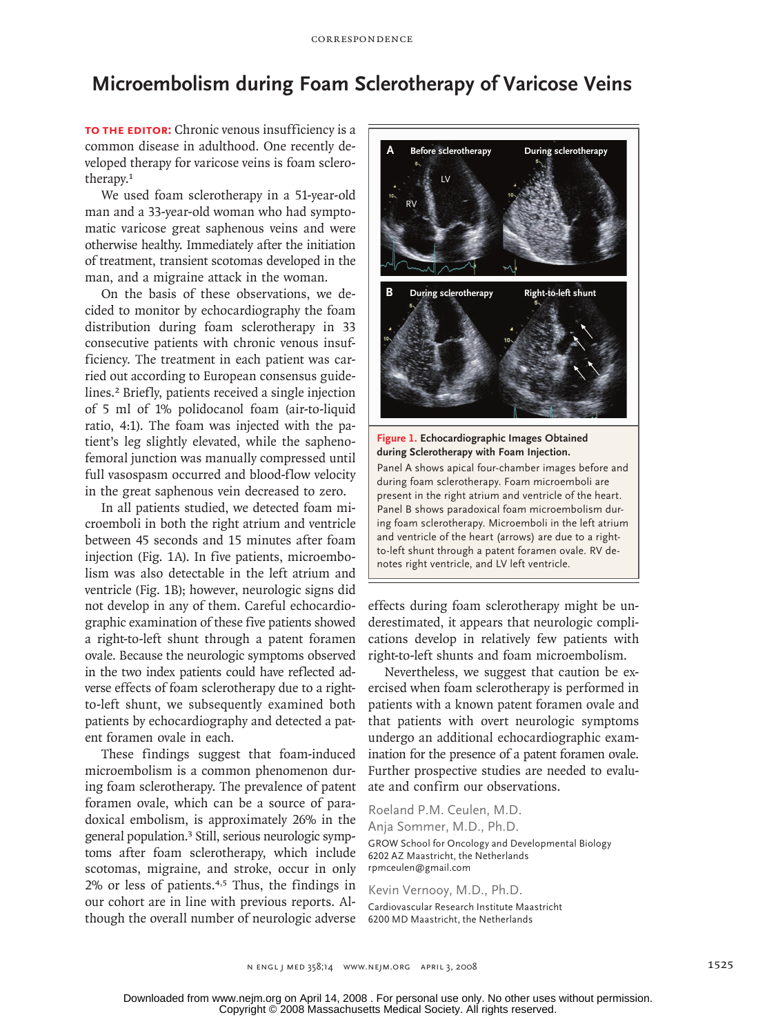# Microembolism during Foam Sclerotherapy of Varicose Veins

**TO THE EDITOR:** Chronic venous insufficiency is a common disease in adulthood. One recently developed therapy for varicose veins is foam sclerotherapy.[1]

We used foam sclerotherapy in a 51-year-old man and a 33-year-old woman who had symptomatic varicose great saphenous veins and were otherwise healthy. Immediately after the initiation of treatment, transient scotomas developed in the man, and a migraine attack in the woman.

On the basis of these observations, we decided to monitor by echocardiography the foam distribution during foam sclerotherapy in 33 consecutive patients with chronic venous insufficiency. The treatment in each patient was carried out according to European consensus guidelines.[2] Briefly, patients received a single injection of 5 ml of 1% polidocanol foam (air-to-liquid ratio, 4:1). The foam was injected with the patient's leg slightly elevated, while the saphenofemoral junction was manually compressed until full vasospasm occurred and blood-flow velocity in the great saphenous vein decreased to zero.

In all patients studied, we detected foam microemboli in both the right atrium and ventricle between 45 seconds and 15 minutes after foam injection (Fig. 1A). In five patients, microembolism was also detectable in the left atrium and ventricle (Fig. 1B); however, neurologic signs did not develop in any of them. Careful echocardiographic examination of these five patients showed a right-to-left shunt through a patent foramen ovale. Because the neurologic symptoms observed in the two index patients could have reflected adverse effects of foam sclerotherapy due to a right-to-left shunt, we subsequently examined both patients by echocardiography and detected a patent foramen ovale in each.

These findings suggest that foam-induced microembolism is a common phenomenon during foam sclerotherapy. The prevalence of patent foramen ovale, which can be a source of paradoxical embolism, is approximately 26% in the general population.[3] Still, serious neurologic symptoms after foam sclerotherapy, which include scotomas, migraine, and stroke, occur in only 2% or less of patients.[4,5] Thus, the findings in our cohort are in line with previous reports. Although the overall number of neurologic adverse effects during foam sclerotherapy might be underestimated, it appears that neurologic complications develop in relatively few patients with right-to-left shunts and foam microembolism.

**Figure 1. Echocardiographic Images Obtained during Sclerotherapy with Foam Injection.**
Panel A shows apical four-chamber images before and during foam sclerotherapy. Foam microemboli are present in the right atrium and ventricle of the heart. Panel B shows paradoxical foam microembolism during foam sclerotherapy. Microemboli in the left atrium and ventricle of the heart (arrows) are due to a right-to-left shunt through a patent foramen ovale. RV denotes right ventricle, and LV left ventricle.

Nevertheless, we suggest that caution be exercised when foam sclerotherapy is performed in patients with a known patent foramen ovale and that patients with overt neurologic symptoms undergo an additional echocardiographic examination for the presence of a patent foramen ovale. Further prospective studies are needed to evaluate and confirm our observations.

Roeland P.M. Ceulen, M.D.
Anja Sommer, M.D., Ph.D.
GROW School for Oncology and Developmental Biology
6202 AZ Maastricht, the Netherlands
rpmceulen@gmail.com

Kevin Vernooy, M.D., Ph.D.
Cardiovascular Research Institute Maastricht
6200 MD Maastricht, the Netherlands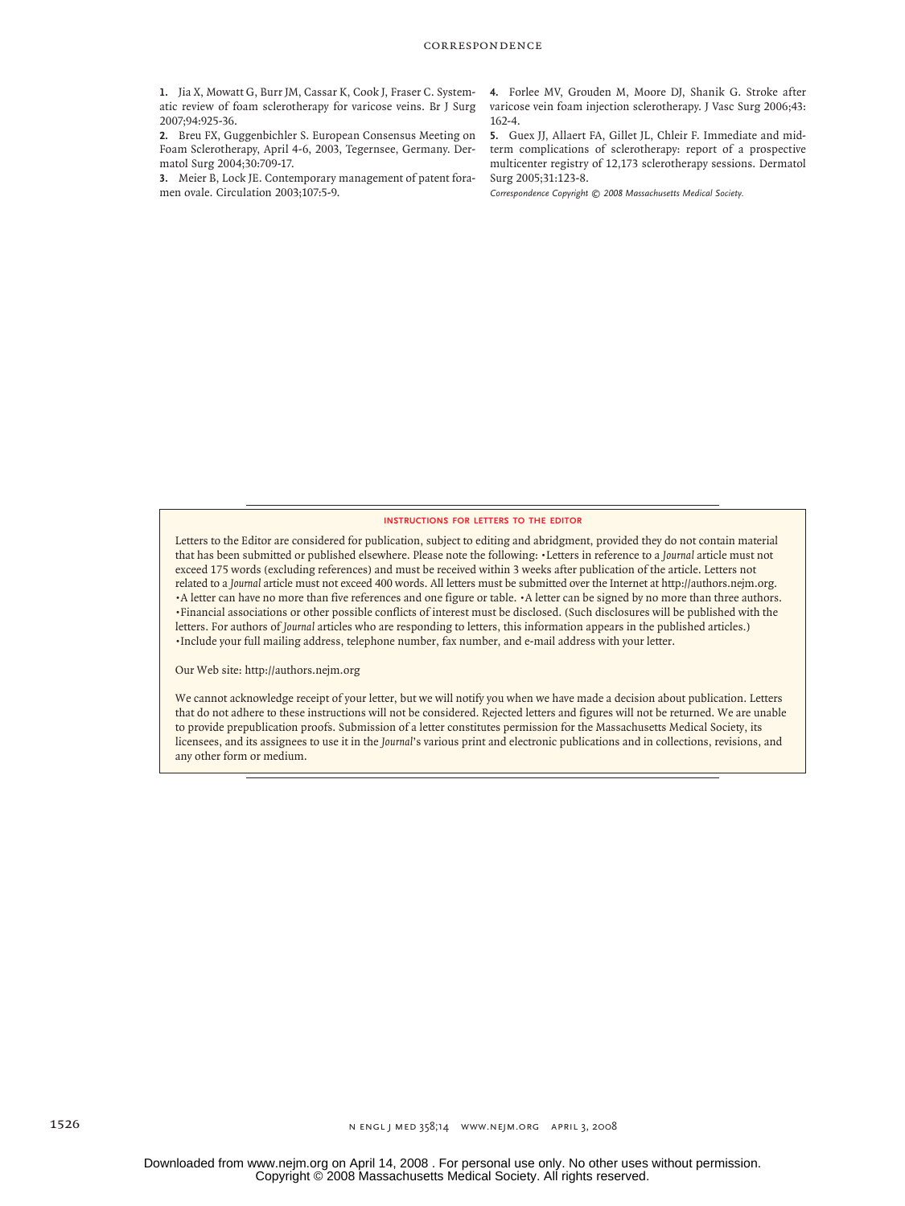1. Jia X, Mowatt G, Burr JM, Cassar K, Cook J, Fraser C. Systematic review of foam sclerotherapy for varicose veins. Br J Surg 2007;94:925-36.

2. Breu FX, Guggenbichler S. European Consensus Meeting on Foam Sclerotherapy, April 4-6, 2003, Tegernsee, Germany. Dermatol Surg 2004;30:709-17.

3. Meier B, Lock JE. Contemporary management of patent foramen ovale. Circulation 2003;107:5-9.

4. Forlee MV, Grouden M, Moore DJ, Shanik G. Stroke after varicose vein foam injection sclerotherapy. J Vasc Surg 2006;43:162-4.

5. Guex JJ, Allaert FA, Gillet JL, Chleir F. Immediate and midterm complications of sclerotherapy: report of a prospective multicenter registry of 12,173 sclerotherapy sessions. Dermatol Surg 2005;31:123-8.

*Correspondence Copyright © 2008 Massachusetts Medical Society.*

## INSTRUCTIONS FOR LETTERS TO THE EDITOR

Letters to the Editor are considered for publication, subject to editing and abridgment, provided they do not contain material that has been submitted or published elsewhere. Please note the following: •Letters in reference to a *Journal* article must not exceed 175 words (excluding references) and must be received within 3 weeks after publication of the article. Letters not related to a *Journal* article must not exceed 400 words. All letters must be submitted over the Internet at http://authors.nejm.org. •A letter can have no more than five references and one figure or table. •A letter can be signed by no more than three authors. •Financial associations or other possible conflicts of interest must be disclosed. (Such disclosures will be published with the letters. For authors of *Journal* articles who are responding to letters, this information appears in the published articles.) •Include your full mailing address, telephone number, fax number, and e-mail address with your letter.

Our Web site: http://authors.nejm.org

We cannot acknowledge receipt of your letter, but we will notify you when we have made a decision about publication. Letters that do not adhere to these instructions will not be considered. Rejected letters and figures will not be returned. We are unable to provide prepublication proofs. Submission of a letter constitutes permission for the Massachusetts Medical Society, its licensees, and its assignees to use it in the *Journal*'s various print and electronic publications and in collections, revisions, and any other form or medium.